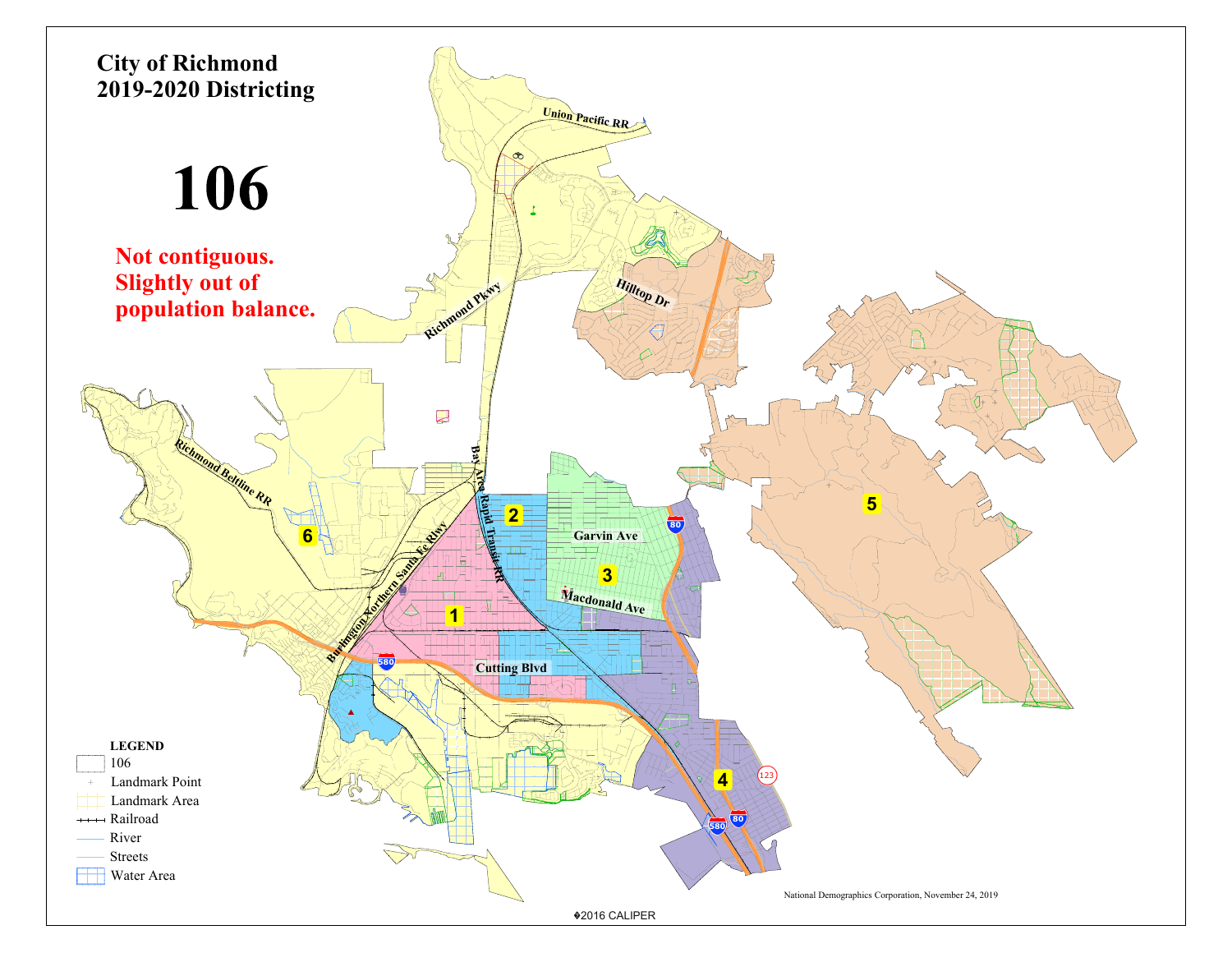# City of Richmond
# 2019-2020 Districting

# 106

**Not contiguous.**
**Slightly out of population balance.**

Union Pacific RR

Hilltop Dr

Richmond Pkwy

Richmond Beltline RR

Burlington Northern Santa Fe Rlwy

Bay Area Rapid Transit RR

Garvin Ave

Macdonald Ave

Cutting Blvd

1

2

3

4

5

6

580

80

123

**LEGEND**

- 106
- Landmark Point
- Landmark Area
- Railroad
- River
- Streets
- Water Area

National Demographics Corporation, November 24, 2019

©2016 CALIPER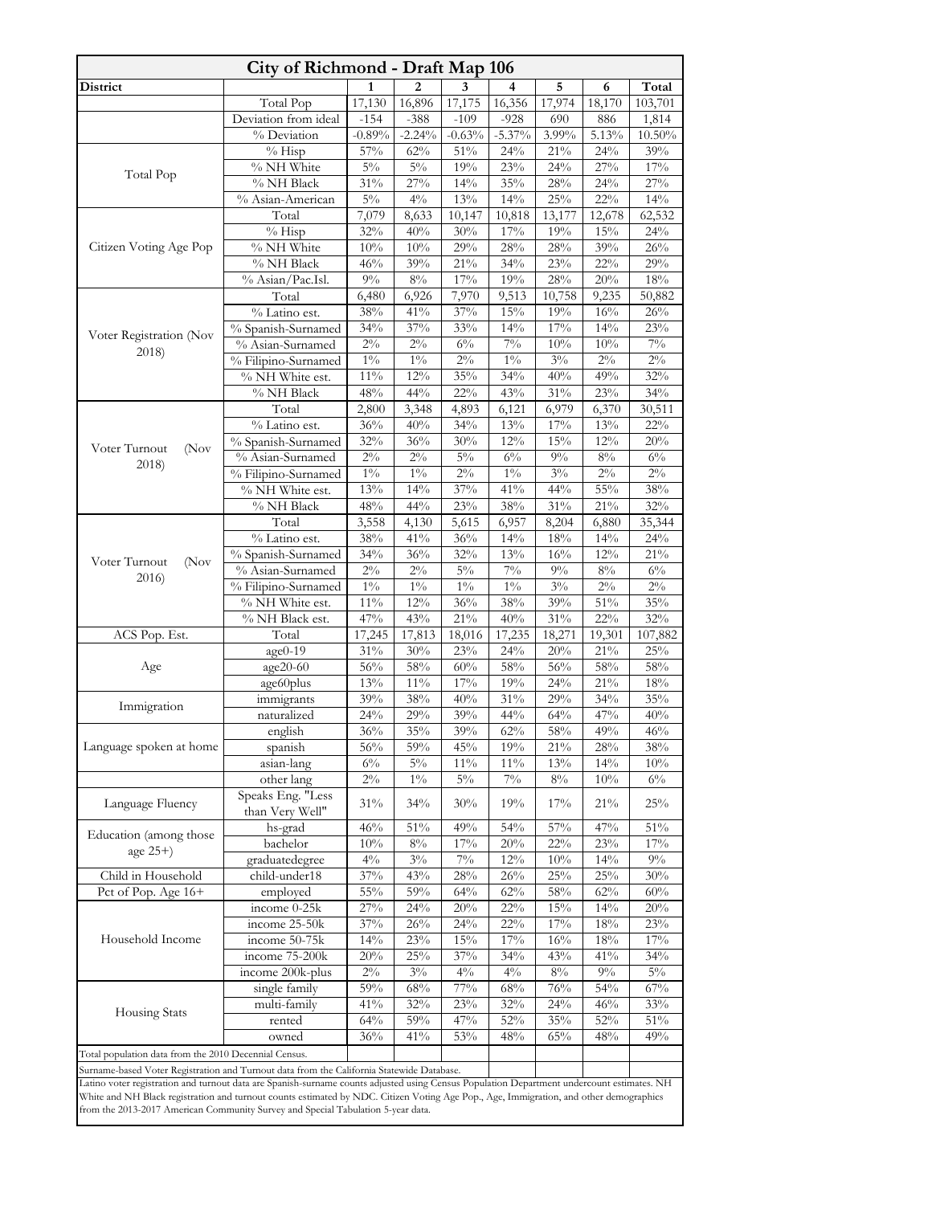# City of Richmond - Draft Map 106

| District | | 1 | 2 | 3 | 4 | 5 | 6 | Total |
|---|---|---|---|---|---|---|---|---|
| | Total Pop | 17,130 | 16,896 | 17,175 | 16,356 | 17,974 | 18,170 | 103,701 |
| | Deviation from ideal | -154 | -388 | -109 | -928 | 690 | 886 | 1,814 |
| | % Deviation | -0.89% | -2.24% | -0.63% | -5.37% | 3.99% | 5.13% | 10.50% |
| Total Pop | % Hisp | 57% | 62% | 51% | 24% | 21% | 24% | 39% |
| | % NH White | 5% | 5% | 19% | 23% | 24% | 27% | 17% |
| | % NH Black | 31% | 27% | 14% | 35% | 28% | 24% | 27% |
| | % Asian-American | 5% | 4% | 13% | 14% | 25% | 22% | 14% |
| Citizen Voting Age Pop | Total | 7,079 | 8,633 | 10,147 | 10,818 | 13,177 | 12,678 | 62,532 |
| | % Hisp | 32% | 40% | 30% | 17% | 19% | 15% | 24% |
| | % NH White | 10% | 10% | 29% | 28% | 28% | 39% | 26% |
| | % NH Black | 46% | 39% | 21% | 34% | 23% | 22% | 29% |
| | % Asian/Pac.Isl. | 9% | 8% | 17% | 19% | 28% | 20% | 18% |
| Voter Registration (Nov 2018) | Total | 6,480 | 6,926 | 7,970 | 9,513 | 10,758 | 9,235 | 50,882 |
| | % Latino est. | 38% | 41% | 37% | 15% | 19% | 16% | 26% |
| | % Spanish-Surnamed | 34% | 37% | 33% | 14% | 17% | 14% | 23% |
| | % Asian-Surnamed | 2% | 2% | 6% | 7% | 10% | 10% | 7% |
| | % Filipino-Surnamed | 1% | 1% | 2% | 1% | 3% | 2% | 2% |
| | % NH White est. | 11% | 12% | 35% | 34% | 40% | 49% | 32% |
| | % NH Black | 48% | 44% | 22% | 43% | 31% | 23% | 34% |
| Voter Turnout (Nov 2018) | Total | 2,800 | 3,348 | 4,893 | 6,121 | 6,979 | 6,370 | 30,511 |
| | % Latino est. | 36% | 40% | 34% | 13% | 17% | 13% | 22% |
| | % Spanish-Surnamed | 32% | 36% | 30% | 12% | 15% | 12% | 20% |
| | % Asian-Surnamed | 2% | 2% | 5% | 6% | 9% | 8% | 6% |
| | % Filipino-Surnamed | 1% | 1% | 2% | 1% | 3% | 2% | 2% |
| | % NH White est. | 13% | 14% | 37% | 41% | 44% | 55% | 38% |
| | % NH Black | 48% | 44% | 23% | 38% | 31% | 21% | 32% |
| Voter Turnout (Nov 2016) | Total | 3,558 | 4,130 | 5,615 | 6,957 | 8,204 | 6,880 | 35,344 |
| | % Latino est. | 38% | 41% | 36% | 14% | 18% | 14% | 24% |
| | % Spanish-Surnamed | 34% | 36% | 32% | 13% | 16% | 12% | 21% |
| | % Asian-Surnamed | 2% | 2% | 5% | 7% | 9% | 8% | 6% |
| | % Filipino-Surnamed | 1% | 1% | 1% | 1% | 3% | 2% | 2% |
| | % NH White est. | 11% | 12% | 36% | 38% | 39% | 51% | 35% |
| | % NH Black est. | 47% | 43% | 21% | 40% | 31% | 22% | 32% |
| ACS Pop. Est. | Total | 17,245 | 17,813 | 18,016 | 17,235 | 18,271 | 19,301 | 107,882 |
| Age | age0-19 | 31% | 30% | 23% | 24% | 20% | 21% | 25% |
| | age20-60 | 56% | 58% | 60% | 58% | 56% | 58% | 58% |
| | age60plus | 13% | 11% | 17% | 19% | 24% | 21% | 18% |
| Immigration | immigrants | 39% | 38% | 40% | 31% | 29% | 34% | 35% |
| | naturalized | 24% | 29% | 39% | 44% | 64% | 47% | 40% |
| Language spoken at home | english | 36% | 35% | 39% | 62% | 58% | 49% | 46% |
| | spanish | 56% | 59% | 45% | 19% | 21% | 28% | 38% |
| | asian-lang | 6% | 5% | 11% | 11% | 13% | 14% | 10% |
| | other lang | 2% | 1% | 5% | 7% | 8% | 10% | 6% |
| Language Fluency | Speaks Eng. "Less than Very Well" | 31% | 34% | 30% | 19% | 17% | 21% | 25% |
| Education (among those age 25+) | hs-grad | 46% | 51% | 49% | 54% | 57% | 47% | 51% |
| | bachelor | 10% | 8% | 17% | 20% | 22% | 23% | 17% |
| | graduatedegree | 4% | 3% | 7% | 12% | 10% | 14% | 9% |
| Child in Household | child-under18 | 37% | 43% | 28% | 26% | 25% | 25% | 30% |
| Pct of Pop. Age 16+ | employed | 55% | 59% | 64% | 62% | 58% | 62% | 60% |
| Household Income | income 0-25k | 27% | 24% | 20% | 22% | 15% | 14% | 20% |
| | income 25-50k | 37% | 26% | 24% | 22% | 17% | 18% | 23% |
| | income 50-75k | 14% | 23% | 15% | 17% | 16% | 18% | 17% |
| | income 75-200k | 20% | 25% | 37% | 34% | 43% | 41% | 34% |
| | income 200k-plus | 2% | 3% | 4% | 4% | 8% | 9% | 5% |
| Housing Stats | single family | 59% | 68% | 77% | 68% | 76% | 54% | 67% |
| | multi-family | 41% | 32% | 23% | 32% | 24% | 46% | 33% |
| | rented | 64% | 59% | 47% | 52% | 35% | 52% | 51% |
| | owned | 36% | 41% | 53% | 48% | 65% | 48% | 49% |

Total population data from the 2010 Decennial Census.

Surname-based Voter Registration and Turnout data from the California Statewide Database.

Latino voter registration and turnout data are Spanish-surname counts adjusted using Census Population Department undercount estimates. NH White and NH Black registration and turnout counts estimated by NDC. Citizen Voting Age Pop., Age, Immigration, and other demographics from the 2013-2017 American Community Survey and Special Tabulation 5-year data.